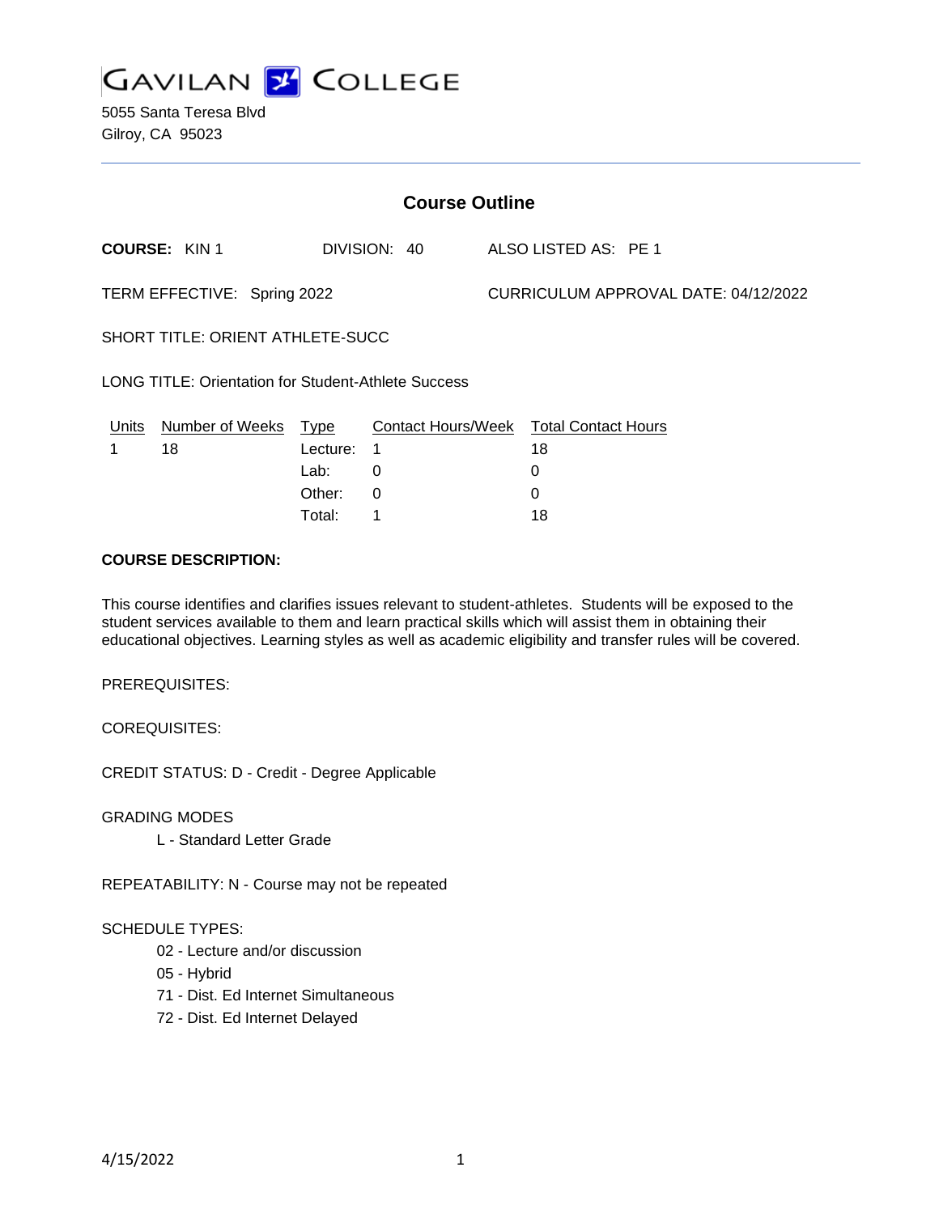# GAVILAN COLLEGE

5055 Santa Teresa Blvd
Gilroy, CA 95023

## Course Outline

**COURSE:** KIN 1 DIVISION: 40 ALSO LISTED AS: PE 1

TERM EFFECTIVE: Spring 2022 CURRICULUM APPROVAL DATE: 04/12/2022

SHORT TITLE: ORIENT ATHLETE-SUCC

LONG TITLE: Orientation for Student-Athlete Success

| Units | Number of Weeks | Type | Contact Hours/Week | Total Contact Hours |
|---|---|---|---|---|
| 1 | 18 | Lecture: | 1 | 18 |
| | | Lab: | 0 | 0 |
| | | Other: | 0 | 0 |
| | | Total: | 1 | 18 |

**COURSE DESCRIPTION:**

This course identifies and clarifies issues relevant to student-athletes. Students will be exposed to the student services available to them and learn practical skills which will assist them in obtaining their educational objectives. Learning styles as well as academic eligibility and transfer rules will be covered.

PREREQUISITES:

COREQUISITES:

CREDIT STATUS: D - Credit - Degree Applicable

GRADING MODES

- L - Standard Letter Grade

REPEATABILITY: N - Course may not be repeated

SCHEDULE TYPES:

- 02 - Lecture and/or discussion
- 05 - Hybrid
- 71 - Dist. Ed Internet Simultaneous
- 72 - Dist. Ed Internet Delayed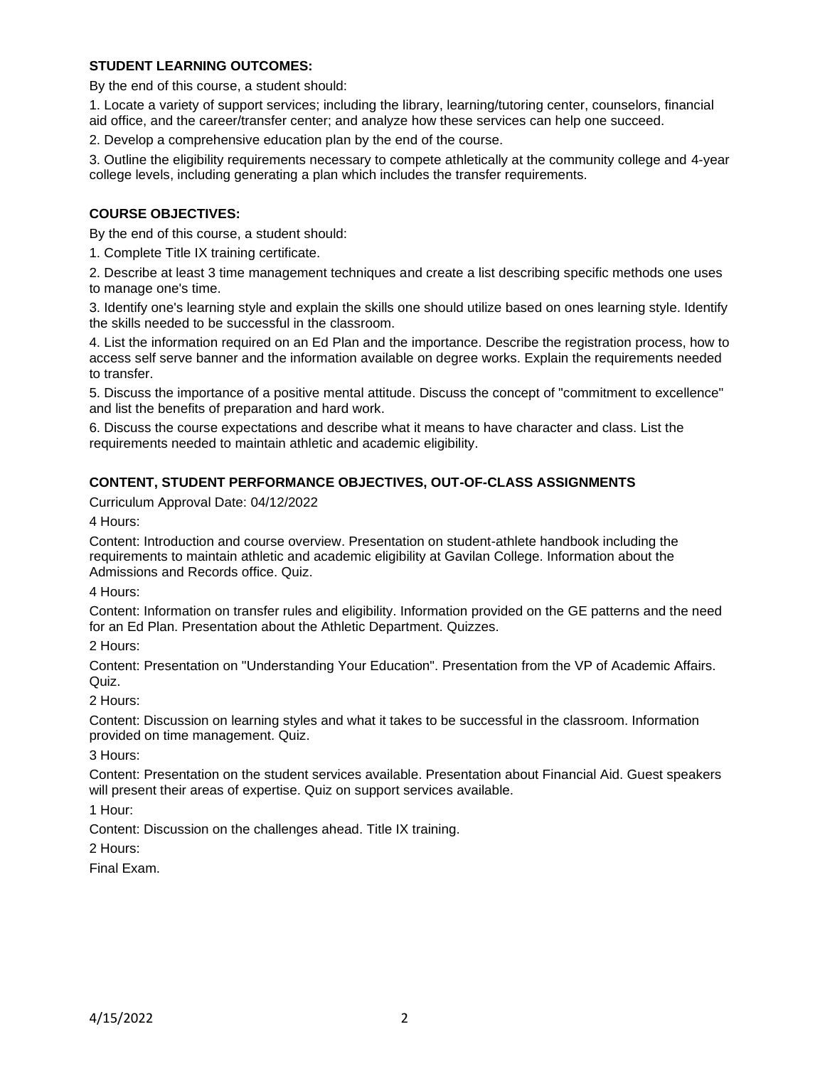**STUDENT LEARNING OUTCOMES:**

By the end of this course, a student should:

1. Locate a variety of support services; including the library, learning/tutoring center, counselors, financial aid office, and the career/transfer center; and analyze how these services can help one succeed.

2. Develop a comprehensive education plan by the end of the course.

3. Outline the eligibility requirements necessary to compete athletically at the community college and 4-year college levels, including generating a plan which includes the transfer requirements.

**COURSE OBJECTIVES:**

By the end of this course, a student should:

1. Complete Title IX training certificate.

2. Describe at least 3 time management techniques and create a list describing specific methods one uses to manage one's time.

3. Identify one's learning style and explain the skills one should utilize based on ones learning style. Identify the skills needed to be successful in the classroom.

4. List the information required on an Ed Plan and the importance. Describe the registration process, how to access self serve banner and the information available on degree works. Explain the requirements needed to transfer.

5. Discuss the importance of a positive mental attitude. Discuss the concept of "commitment to excellence" and list the benefits of preparation and hard work.

6. Discuss the course expectations and describe what it means to have character and class. List the requirements needed to maintain athletic and academic eligibility.

**CONTENT, STUDENT PERFORMANCE OBJECTIVES, OUT-OF-CLASS ASSIGNMENTS**

Curriculum Approval Date: 04/12/2022

4 Hours:

Content: Introduction and course overview. Presentation on student-athlete handbook including the requirements to maintain athletic and academic eligibility at Gavilan College. Information about the Admissions and Records office. Quiz.

4 Hours:

Content: Information on transfer rules and eligibility. Information provided on the GE patterns and the need for an Ed Plan. Presentation about the Athletic Department. Quizzes.

2 Hours:

Content: Presentation on "Understanding Your Education". Presentation from the VP of Academic Affairs. Quiz.

2 Hours:

Content: Discussion on learning styles and what it takes to be successful in the classroom. Information provided on time management. Quiz.

3 Hours:

Content: Presentation on the student services available. Presentation about Financial Aid. Guest speakers will present their areas of expertise. Quiz on support services available.

1 Hour:

Content: Discussion on the challenges ahead. Title IX training.

2 Hours:

Final Exam.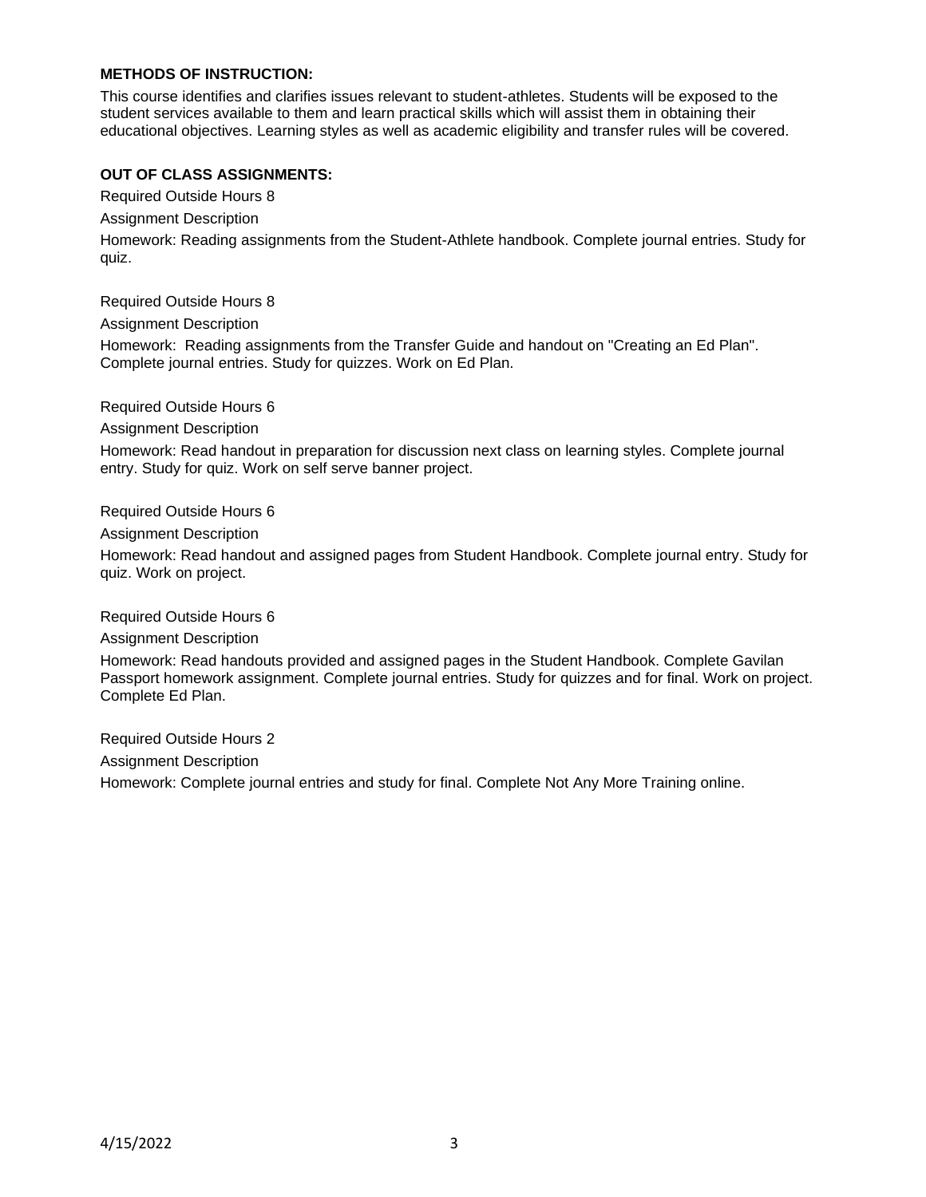**METHODS OF INSTRUCTION:**

This course identifies and clarifies issues relevant to student-athletes. Students will be exposed to the student services available to them and learn practical skills which will assist them in obtaining their educational objectives. Learning styles as well as academic eligibility and transfer rules will be covered.

**OUT OF CLASS ASSIGNMENTS:**

Required Outside Hours 8

Assignment Description

Homework: Reading assignments from the Student-Athlete handbook. Complete journal entries. Study for quiz.

Required Outside Hours 8

Assignment Description

Homework: Reading assignments from the Transfer Guide and handout on "Creating an Ed Plan". Complete journal entries. Study for quizzes. Work on Ed Plan.

Required Outside Hours 6

Assignment Description

Homework: Read handout in preparation for discussion next class on learning styles. Complete journal entry. Study for quiz. Work on self serve banner project.

Required Outside Hours 6

Assignment Description

Homework: Read handout and assigned pages from Student Handbook. Complete journal entry. Study for quiz. Work on project.

Required Outside Hours 6

Assignment Description

Homework: Read handouts provided and assigned pages in the Student Handbook. Complete Gavilan Passport homework assignment. Complete journal entries. Study for quizzes and for final. Work on project. Complete Ed Plan.

Required Outside Hours 2

Assignment Description

Homework: Complete journal entries and study for final. Complete Not Any More Training online.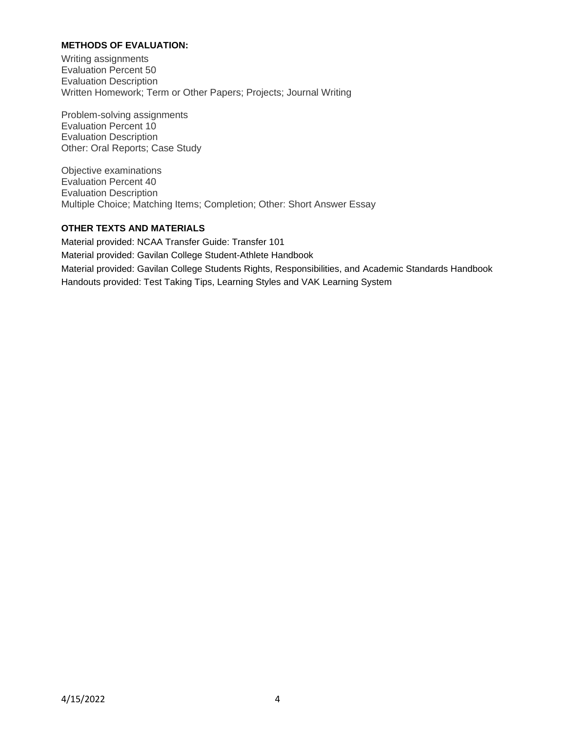**METHODS OF EVALUATION:**

Writing assignments
Evaluation Percent 50
Evaluation Description
Written Homework; Term or Other Papers; Projects; Journal Writing

Problem-solving assignments
Evaluation Percent 10
Evaluation Description
Other: Oral Reports; Case Study

Objective examinations
Evaluation Percent 40
Evaluation Description
Multiple Choice; Matching Items; Completion; Other: Short Answer Essay

**OTHER TEXTS AND MATERIALS**

Material provided: NCAA Transfer Guide: Transfer 101
Material provided: Gavilan College Student-Athlete Handbook
Material provided: Gavilan College Students Rights, Responsibilities, and Academic Standards Handbook
Handouts provided: Test Taking Tips, Learning Styles and VAK Learning System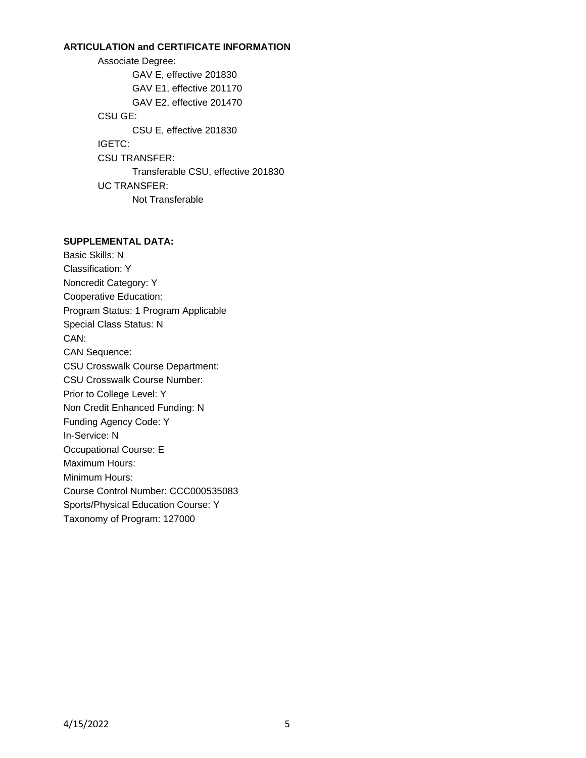**ARTICULATION and CERTIFICATE INFORMATION**

Associate Degree:

- GAV E, effective 201830
- GAV E1, effective 201170
- GAV E2, effective 201470

CSU GE:

- CSU E, effective 201830

IGETC:

CSU TRANSFER:

- Transferable CSU, effective 201830

UC TRANSFER:

- Not Transferable

**SUPPLEMENTAL DATA:**

Basic Skills: N
Classification: Y
Noncredit Category: Y
Cooperative Education:
Program Status: 1 Program Applicable
Special Class Status: N
CAN:
CAN Sequence:
CSU Crosswalk Course Department:
CSU Crosswalk Course Number:
Prior to College Level: Y
Non Credit Enhanced Funding: N
Funding Agency Code: Y
In-Service: N
Occupational Course: E
Maximum Hours:
Minimum Hours:
Course Control Number: CCC000535083
Sports/Physical Education Course: Y
Taxonomy of Program: 127000